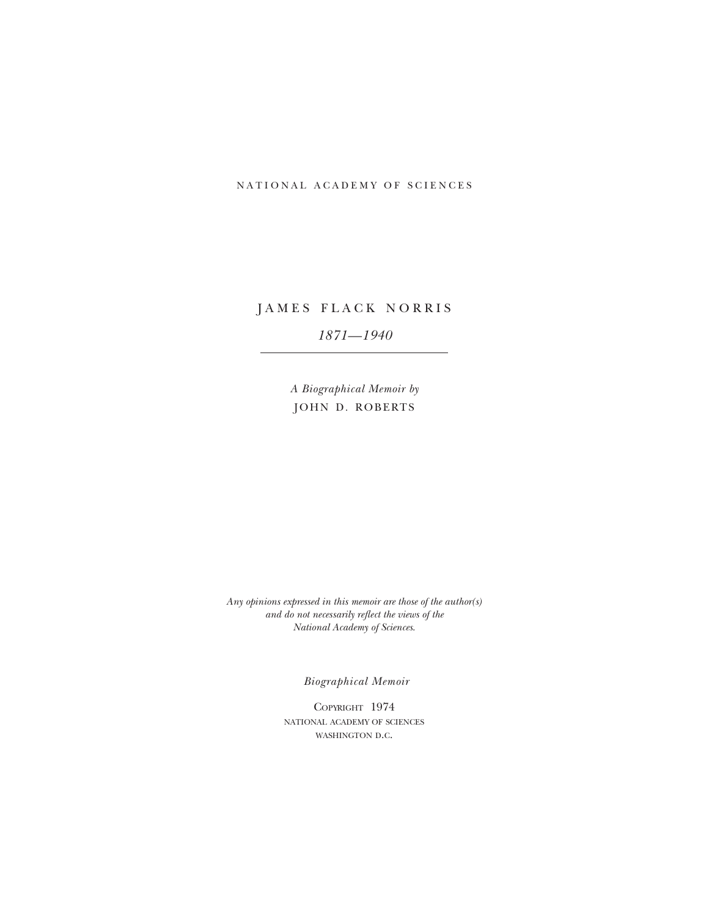NATIONAL ACADEMY OF SCIENCES

# JAMES FLACK NORRIS

*1871—1940*

*A Biographical Memoir by*

JOHN D. ROBERTS

*Any opinions expressed in this memoir are those of the author(s) and do not necessarily reflect the views of the National Academy of Sciences.*

*Biographical Memoir*

COPYRIGHT 1974
NATIONAL ACADEMY OF SCIENCES
WASHINGTON D.C.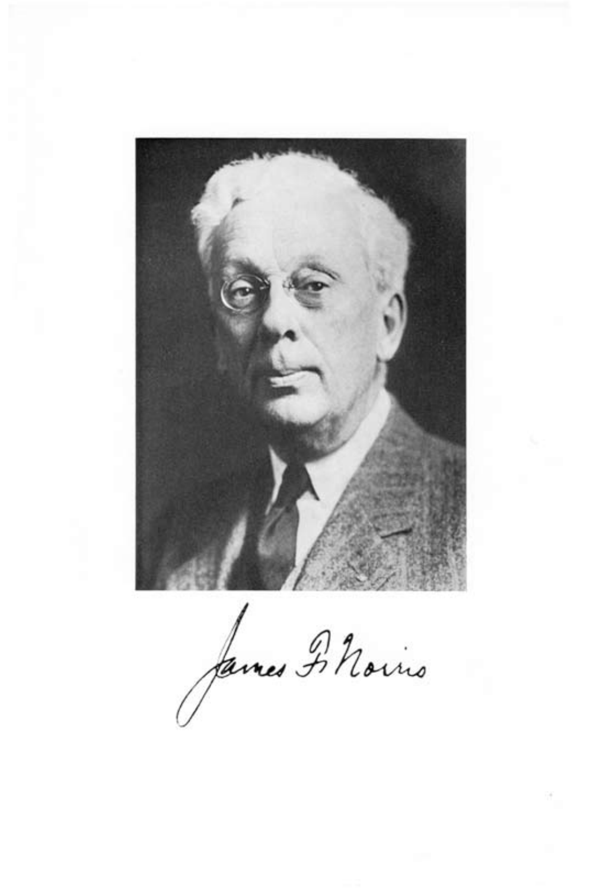James F. Norris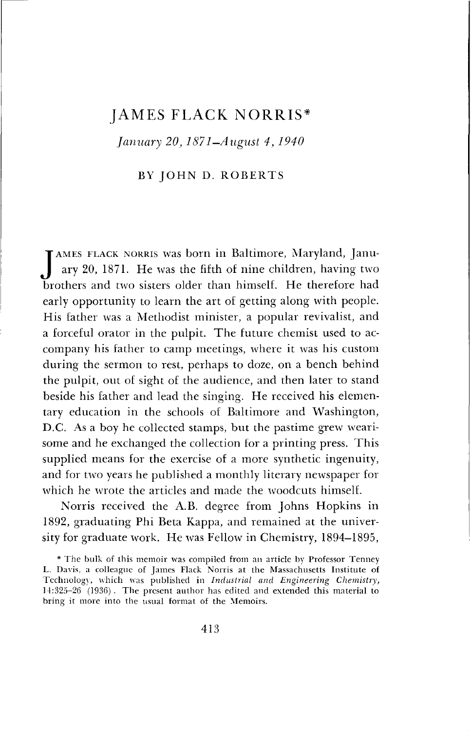# JAMES FLACK NORRIS*

*January 20, 1871–August 4, 1940*

BY JOHN D. ROBERTS

JAMES FLACK NORRIS was born in Baltimore, Maryland, January 20, 1871. He was the fifth of nine children, having two brothers and two sisters older than himself. He therefore had early opportunity to learn the art of getting along with people. His father was a Methodist minister, a popular revivalist, and a forceful orator in the pulpit. The future chemist used to accompany his father to camp meetings, where it was his custom during the sermon to rest, perhaps to doze, on a bench behind the pulpit, out of sight of the audience, and then later to stand beside his father and lead the singing. He received his elementary education in the schools of Baltimore and Washington, D.C. As a boy he collected stamps, but the pastime grew wearisome and he exchanged the collection for a printing press. This supplied means for the exercise of a more synthetic ingenuity, and for two years he published a monthly literary newspaper for which he wrote the articles and made the woodcuts himself.

Norris received the A.B. degree from Johns Hopkins in 1892, graduating Phi Beta Kappa, and remained at the university for graduate work. He was Fellow in Chemistry, 1894–1895,

\* The bulk of this memoir was compiled from an article by Professor Tenney L. Davis, a colleague of James Flack Norris at the Massachusetts Institute of Technology, which was published in *Industrial and Engineering Chemistry*, 14:325–26 (1936). The present author has edited and extended this material to bring it more into the usual format of the Memoirs.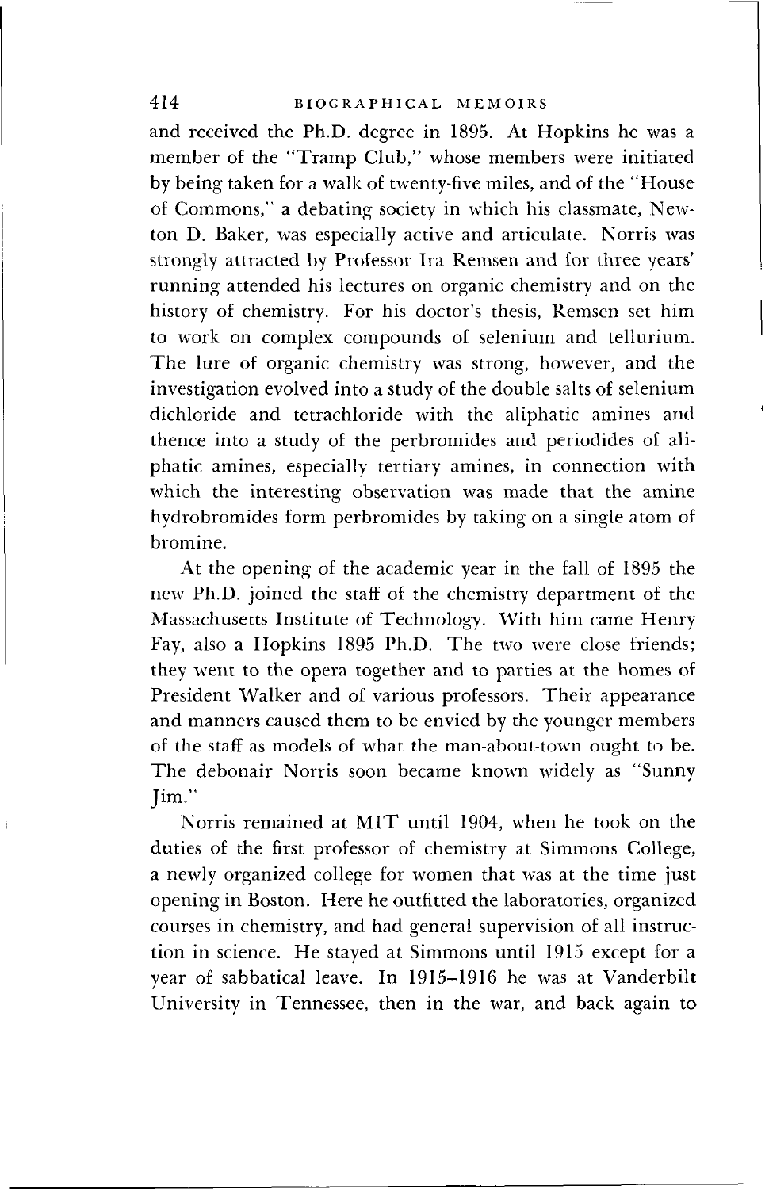and received the Ph.D. degree in 1895. At Hopkins he was a member of the "Tramp Club," whose members were initiated by being taken for a walk of twenty-five miles, and of the "House of Commons," a debating society in which his classmate, Newton D. Baker, was especially active and articulate. Norris was strongly attracted by Professor Ira Remsen and for three years' running attended his lectures on organic chemistry and on the history of chemistry. For his doctor's thesis, Remsen set him to work on complex compounds of selenium and tellurium. The lure of organic chemistry was strong, however, and the investigation evolved into a study of the double salts of selenium dichloride and tetrachloride with the aliphatic amines and thence into a study of the perbromides and periodides of aliphatic amines, especially tertiary amines, in connection with which the interesting observation was made that the amine hydrobromides form perbromides by taking on a single atom of bromine.

At the opening of the academic year in the fall of 1895 the new Ph.D. joined the staff of the chemistry department of the Massachusetts Institute of Technology. With him came Henry Fay, also a Hopkins 1895 Ph.D. The two were close friends; they went to the opera together and to parties at the homes of President Walker and of various professors. Their appearance and manners caused them to be envied by the younger members of the staff as models of what the man-about-town ought to be. The debonair Norris soon became known widely as "Sunny Jim."

Norris remained at MIT until 1904, when he took on the duties of the first professor of chemistry at Simmons College, a newly organized college for women that was at the time just opening in Boston. Here he outfitted the laboratories, organized courses in chemistry, and had general supervision of all instruction in science. He stayed at Simmons until 1915 except for a year of sabbatical leave. In 1915–1916 he was at Vanderbilt University in Tennessee, then in the war, and back again to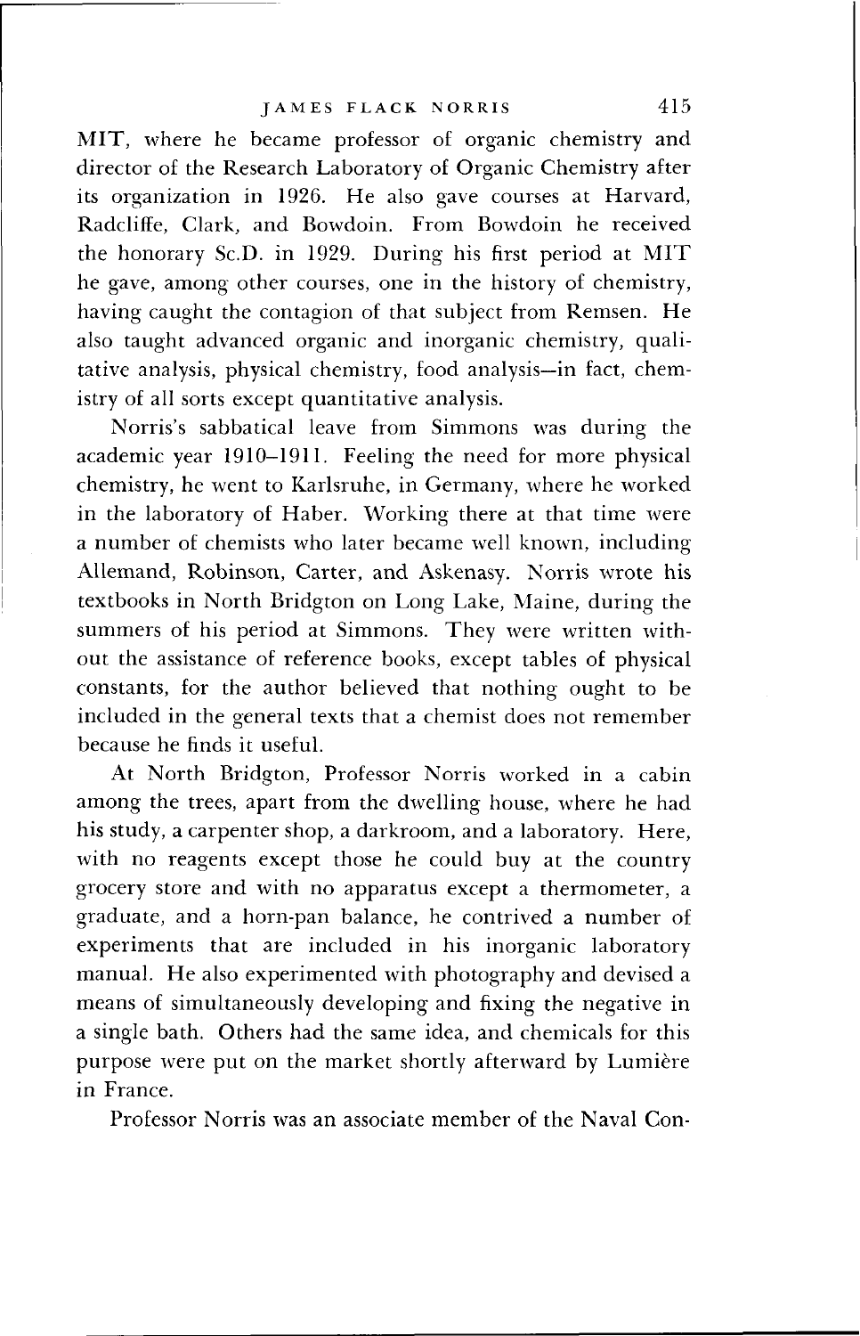MIT, where he became professor of organic chemistry and director of the Research Laboratory of Organic Chemistry after its organization in 1926. He also gave courses at Harvard, Radcliffe, Clark, and Bowdoin. From Bowdoin he received the honorary Sc.D. in 1929. During his first period at MIT he gave, among other courses, one in the history of chemistry, having caught the contagion of that subject from Remsen. He also taught advanced organic and inorganic chemistry, qualitative analysis, physical chemistry, food analysis—in fact, chemistry of all sorts except quantitative analysis.

Norris's sabbatical leave from Simmons was during the academic year 1910–1911. Feeling the need for more physical chemistry, he went to Karlsruhe, in Germany, where he worked in the laboratory of Haber. Working there at that time were a number of chemists who later became well known, including Allemand, Robinson, Carter, and Askenasy. Norris wrote his textbooks in North Bridgton on Long Lake, Maine, during the summers of his period at Simmons. They were written without the assistance of reference books, except tables of physical constants, for the author believed that nothing ought to be included in the general texts that a chemist does not remember because he finds it useful.

At North Bridgton, Professor Norris worked in a cabin among the trees, apart from the dwelling house, where he had his study, a carpenter shop, a darkroom, and a laboratory. Here, with no reagents except those he could buy at the country grocery store and with no apparatus except a thermometer, a graduate, and a horn-pan balance, he contrived a number of experiments that are included in his inorganic laboratory manual. He also experimented with photography and devised a means of simultaneously developing and fixing the negative in a single bath. Others had the same idea, and chemicals for this purpose were put on the market shortly afterward by Lumière in France.

Professor Norris was an associate member of the Naval Con-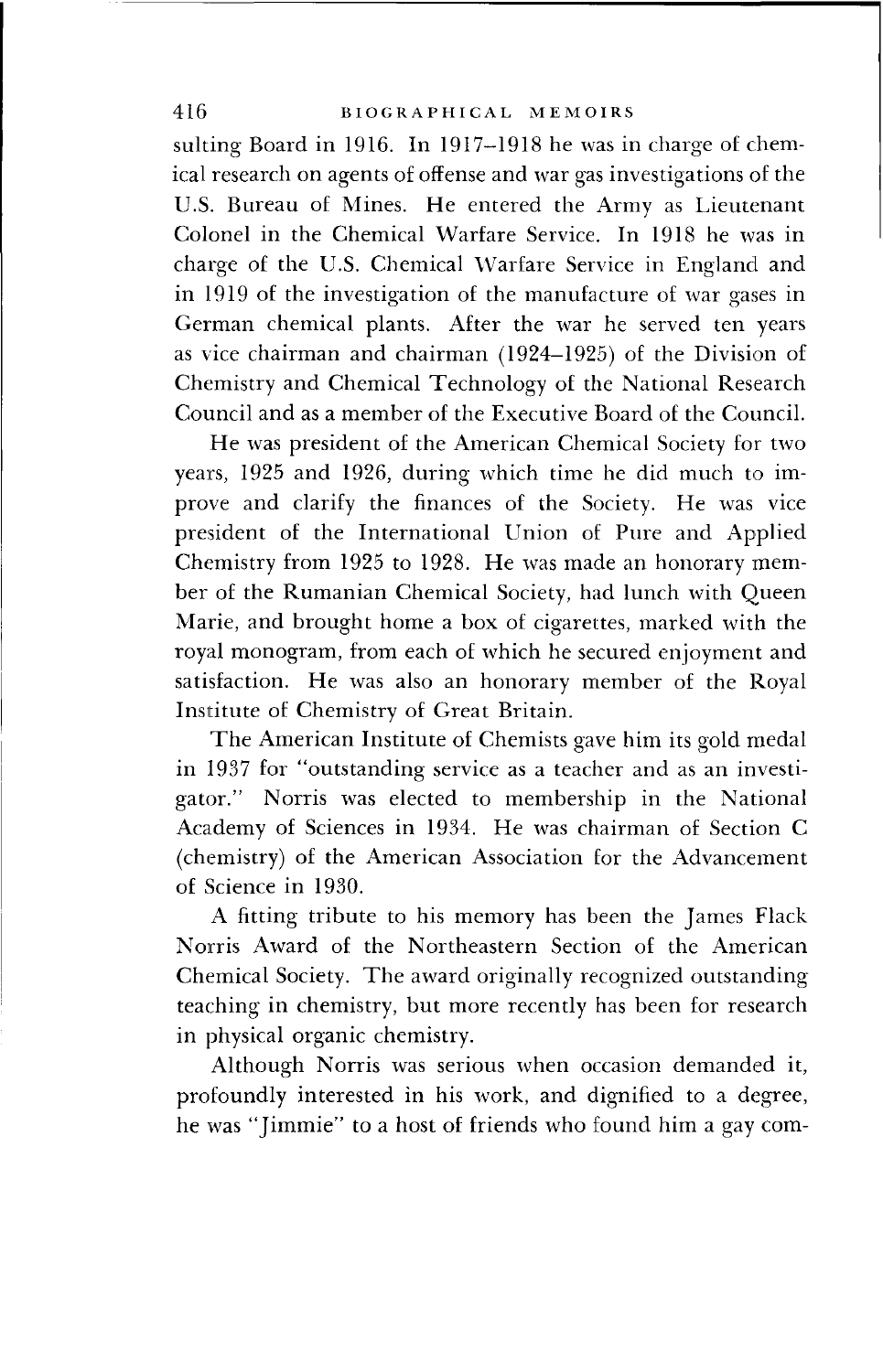sulting Board in 1916. In 1917–1918 he was in charge of chemical research on agents of offense and war gas investigations of the U.S. Bureau of Mines. He entered the Army as Lieutenant Colonel in the Chemical Warfare Service. In 1918 he was in charge of the U.S. Chemical Warfare Service in England and in 1919 of the investigation of the manufacture of war gases in German chemical plants. After the war he served ten years as vice chairman and chairman (1924–1925) of the Division of Chemistry and Chemical Technology of the National Research Council and as a member of the Executive Board of the Council.

He was president of the American Chemical Society for two years, 1925 and 1926, during which time he did much to improve and clarify the finances of the Society. He was vice president of the International Union of Pure and Applied Chemistry from 1925 to 1928. He was made an honorary member of the Rumanian Chemical Society, had lunch with Queen Marie, and brought home a box of cigarettes, marked with the royal monogram, from each of which he secured enjoyment and satisfaction. He was also an honorary member of the Royal Institute of Chemistry of Great Britain.

The American Institute of Chemists gave him its gold medal in 1937 for "outstanding service as a teacher and as an investigator." Norris was elected to membership in the National Academy of Sciences in 1934. He was chairman of Section C (chemistry) of the American Association for the Advancement of Science in 1930.

A fitting tribute to his memory has been the James Flack Norris Award of the Northeastern Section of the American Chemical Society. The award originally recognized outstanding teaching in chemistry, but more recently has been for research in physical organic chemistry.

Although Norris was serious when occasion demanded it, profoundly interested in his work, and dignified to a degree, he was "Jimmie" to a host of friends who found him a gay com-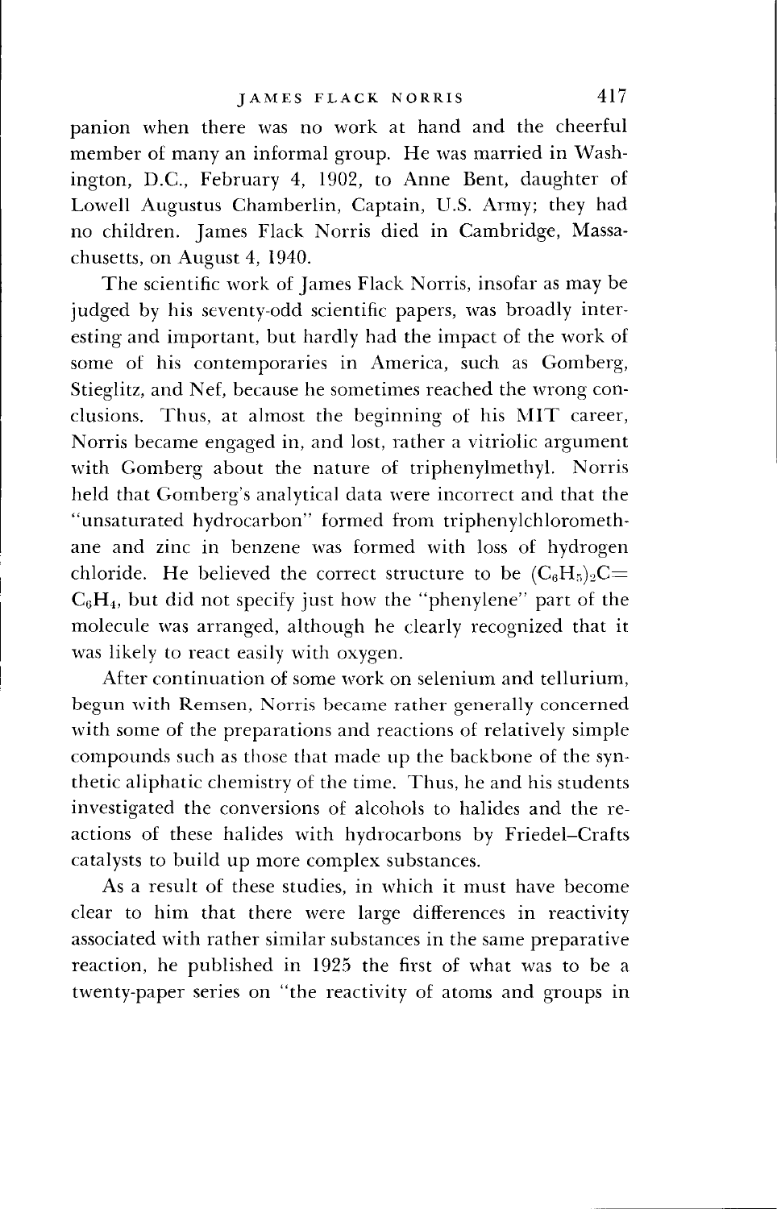panion when there was no work at hand and the cheerful member of many an informal group. He was married in Washington, D.C., February 4, 1902, to Anne Bent, daughter of Lowell Augustus Chamberlin, Captain, U.S. Army; they had no children. James Flack Norris died in Cambridge, Massachusetts, on August 4, 1940.

The scientific work of James Flack Norris, insofar as may be judged by his seventy-odd scientific papers, was broadly interesting and important, but hardly had the impact of the work of some of his contemporaries in America, such as Gomberg, Stieglitz, and Nef, because he sometimes reached the wrong conclusions. Thus, at almost the beginning of his MIT career, Norris became engaged in, and lost, rather a vitriolic argument with Gomberg about the nature of triphenylmethyl. Norris held that Gomberg's analytical data were incorrect and that the "unsaturated hydrocarbon" formed from triphenylchloromethane and zinc in benzene was formed with loss of hydrogen chloride. He believed the correct structure to be $(C_6H_5)_2C{=}C_6H_4$, but did not specify just how the "phenylene" part of the molecule was arranged, although he clearly recognized that it was likely to react easily with oxygen.

After continuation of some work on selenium and tellurium, begun with Remsen, Norris became rather generally concerned with some of the preparations and reactions of relatively simple compounds such as those that made up the backbone of the synthetic aliphatic chemistry of the time. Thus, he and his students investigated the conversions of alcohols to halides and the reactions of these halides with hydrocarbons by Friedel–Crafts catalysts to build up more complex substances.

As a result of these studies, in which it must have become clear to him that there were large differences in reactivity associated with rather similar substances in the same preparative reaction, he published in 1925 the first of what was to be a twenty-paper series on "the reactivity of atoms and groups in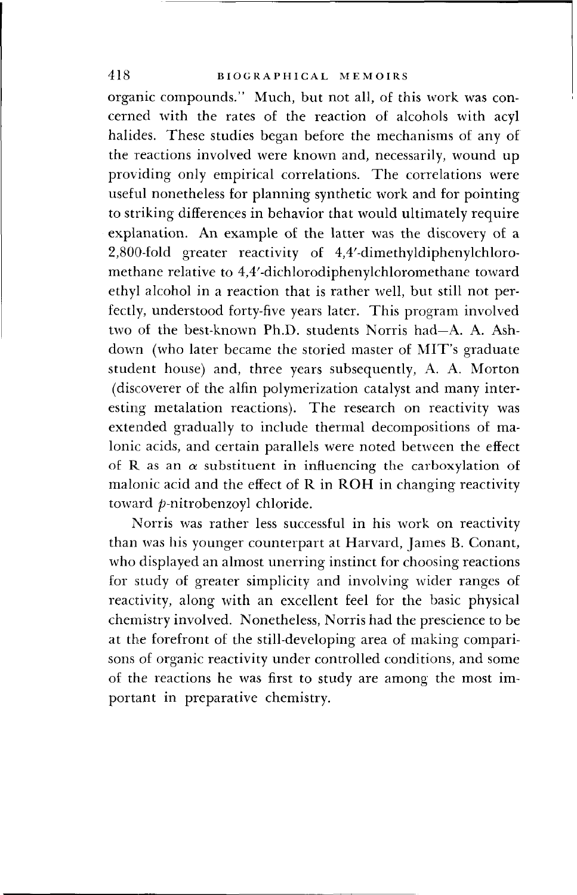organic compounds." Much, but not all, of this work was concerned with the rates of the reaction of alcohols with acyl halides. These studies began before the mechanisms of any of the reactions involved were known and, necessarily, wound up providing only empirical correlations. The correlations were useful nonetheless for planning synthetic work and for pointing to striking differences in behavior that would ultimately require explanation. An example of the latter was the discovery of a 2,800-fold greater reactivity of 4,4′-dimethyldiphenylchloromethane relative to 4,4′-dichlorodiphenylchloromethane toward ethyl alcohol in a reaction that is rather well, but still not perfectly, understood forty-five years later. This program involved two of the best-known Ph.D. students Norris had—A. A. Ashdown (who later became the storied master of MIT's graduate student house) and, three years subsequently, A. A. Morton (discoverer of the alfin polymerization catalyst and many interesting metalation reactions). The research on reactivity was extended gradually to include thermal decompositions of malonic acids, and certain parallels were noted between the effect of R as an $\alpha$ substituent in influencing the carboxylation of malonic acid and the effect of R in ROH in changing reactivity toward *p*-nitrobenzoyl chloride.

Norris was rather less successful in his work on reactivity than was his younger counterpart at Harvard, James B. Conant, who displayed an almost unerring instinct for choosing reactions for study of greater simplicity and involving wider ranges of reactivity, along with an excellent feel for the basic physical chemistry involved. Nonetheless, Norris had the prescience to be at the forefront of the still-developing area of making comparisons of organic reactivity under controlled conditions, and some of the reactions he was first to study are among the most important in preparative chemistry.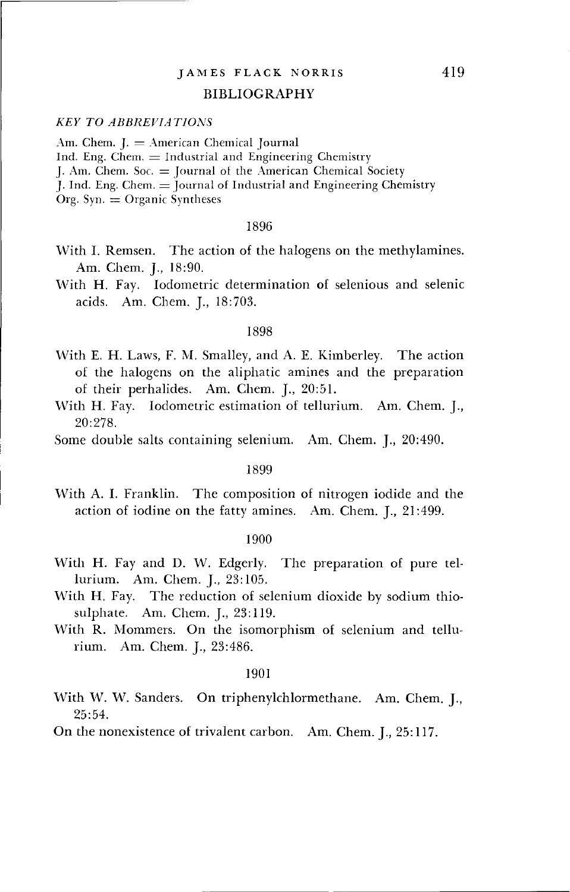## BIBLIOGRAPHY

*KEY TO ABBREVIATIONS*

Am. Chem. J. = American Chemical Journal
Ind. Eng. Chem. = Industrial and Engineering Chemistry
J. Am. Chem. Soc. = Journal of the American Chemical Society
J. Ind. Eng. Chem. = Journal of Industrial and Engineering Chemistry
Org. Syn. = Organic Syntheses

### 1896

With I. Remsen. The action of the halogens on the methylamines. Am. Chem. J., 18:90.

With H. Fay. Iodometric determination of selenious and selenic acids. Am. Chem. J., 18:703.

### 1898

With E. H. Laws, F. M. Smalley, and A. E. Kimberley. The action of the halogens on the aliphatic amines and the preparation of their perhalides. Am. Chem. J., 20:51.

With H. Fay. Iodometric estimation of tellurium. Am. Chem. J., 20:278.

Some double salts containing selenium. Am. Chem. J., 20:490.

### 1899

With A. I. Franklin. The composition of nitrogen iodide and the action of iodine on the fatty amines. Am. Chem. J., 21:499.

### 1900

With H. Fay and D. W. Edgerly. The preparation of pure tellurium. Am. Chem. J., 23:105.

With H. Fay. The reduction of selenium dioxide by sodium thiosulphate. Am. Chem. J., 23:119.

With R. Mommers. On the isomorphism of selenium and tellurium. Am. Chem. J., 23:486.

### 1901

With W. W. Sanders. On triphenylchlormethane. Am. Chem. J., 25:54.

On the nonexistence of trivalent carbon. Am. Chem. J., 25:117.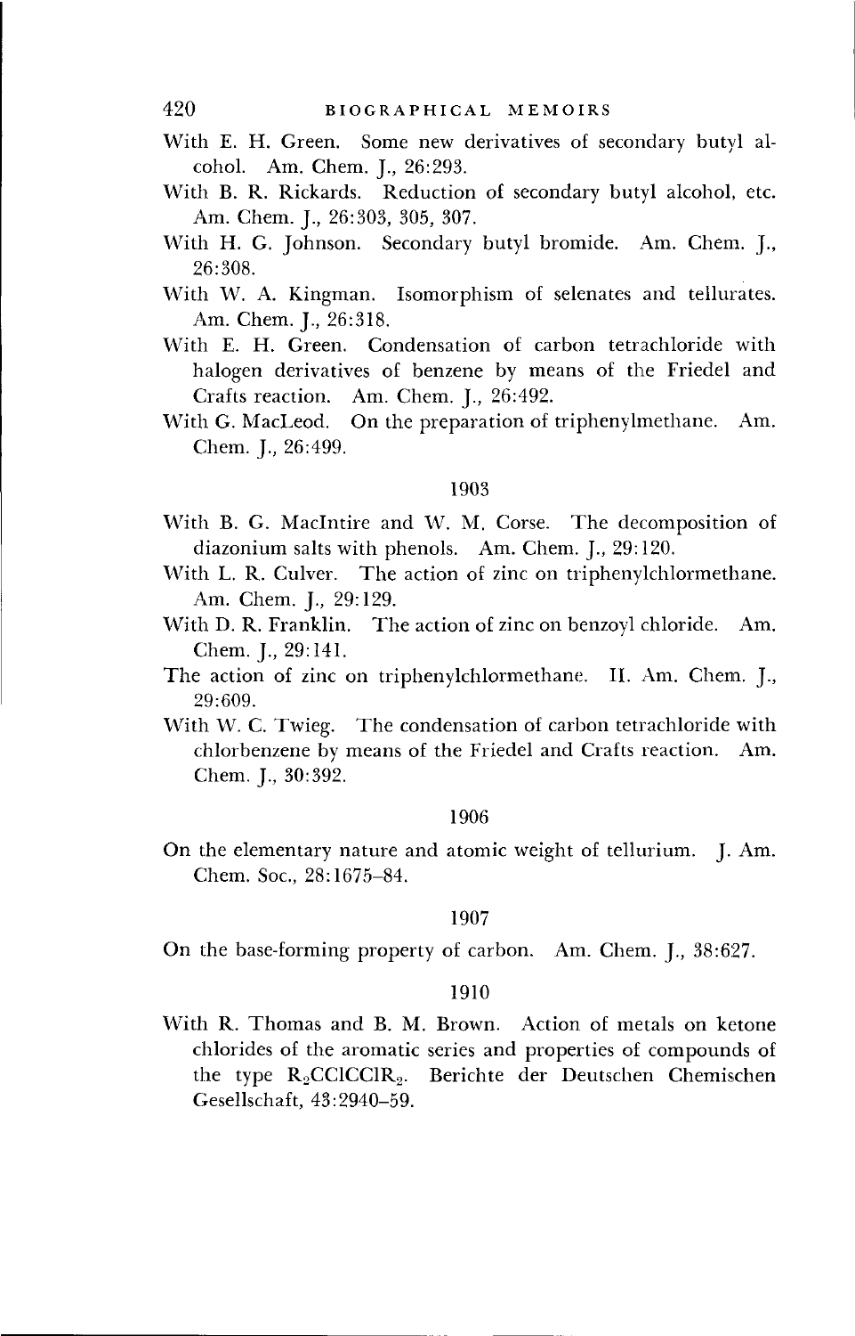With E. H. Green. Some new derivatives of secondary butyl alcohol. Am. Chem. J., 26:293.

With B. R. Rickards. Reduction of secondary butyl alcohol, etc. Am. Chem. J., 26:303, 305, 307.

With H. G. Johnson. Secondary butyl bromide. Am. Chem. J., 26:308.

With W. A. Kingman. Isomorphism of selenates and tellurates. Am. Chem. J., 26:318.

With E. H. Green. Condensation of carbon tetrachloride with halogen derivatives of benzene by means of the Friedel and Crafts reaction. Am. Chem. J., 26:492.

With G. MacLeod. On the preparation of triphenylmethane. Am. Chem. J., 26:499.

1903

With B. G. MacIntire and W. M. Corse. The decomposition of diazonium salts with phenols. Am. Chem. J., 29:120.

With L. R. Culver. The action of zinc on triphenylchlormethane. Am. Chem. J., 29:129.

With D. R. Franklin. The action of zinc on benzoyl chloride. Am. Chem. J., 29:141.

The action of zinc on triphenylchlormethane. II. Am. Chem. J., 29:609.

With W. C. Twieg. The condensation of carbon tetrachloride with chlorbenzene by means of the Friedel and Crafts reaction. Am. Chem. J., 30:392.

1906

On the elementary nature and atomic weight of tellurium. J. Am. Chem. Soc., 28:1675–84.

1907

On the base-forming property of carbon. Am. Chem. J., 38:627.

1910

With R. Thomas and B. M. Brown. Action of metals on ketone chlorides of the aromatic series and properties of compounds of the type $R_2CClCClR_2$. Berichte der Deutschen Chemischen Gesellschaft, 43:2940–59.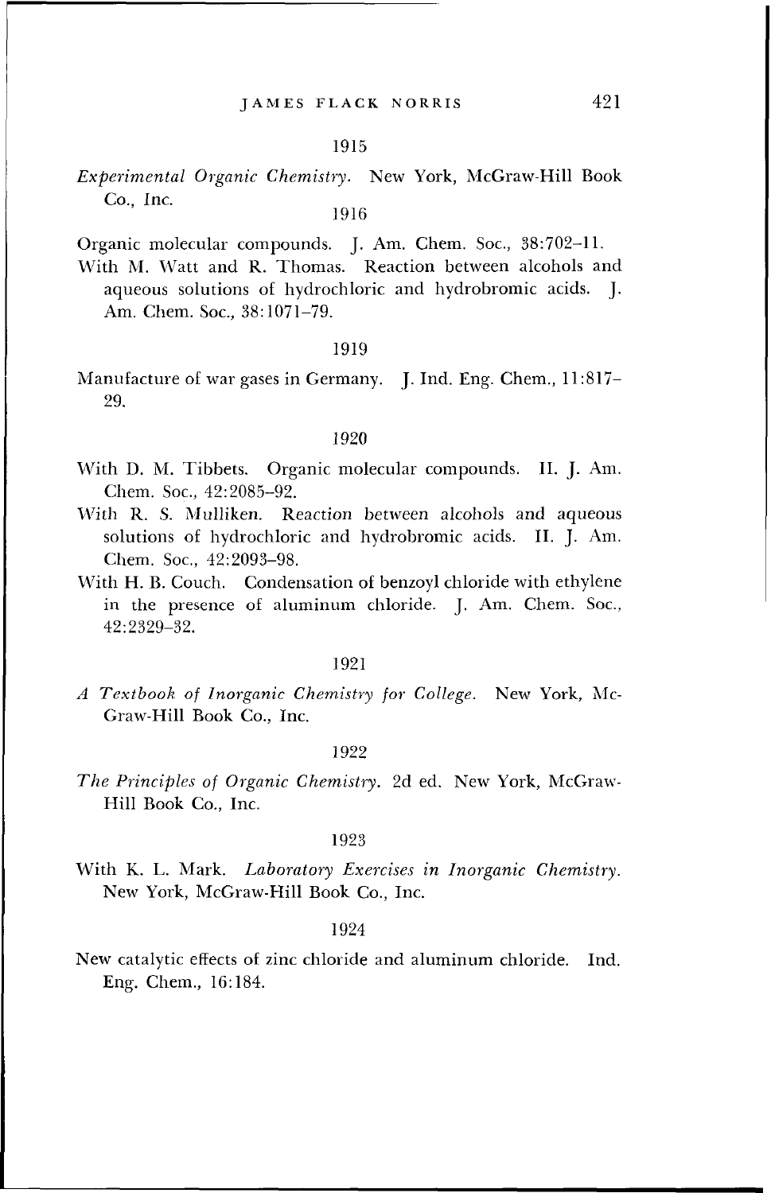### 1915

*Experimental Organic Chemistry.* New York, McGraw-Hill Book Co., Inc.

### 1916

Organic molecular compounds. J. Am. Chem. Soc., 38:702–11.

With M. Watt and R. Thomas. Reaction between alcohols and aqueous solutions of hydrochloric and hydrobromic acids. J. Am. Chem. Soc., 38:1071–79.

### 1919

Manufacture of war gases in Germany. J. Ind. Eng. Chem., 11:817–29.

### 1920

With D. M. Tibbets. Organic molecular compounds. II. J. Am. Chem. Soc., 42:2085–92.

With R. S. Mulliken. Reaction between alcohols and aqueous solutions of hydrochloric and hydrobromic acids. II. J. Am. Chem. Soc., 42:2093–98.

With H. B. Couch. Condensation of benzoyl chloride with ethylene in the presence of aluminum chloride. J. Am. Chem. Soc., 42:2329–32.

### 1921

*A Textbook of Inorganic Chemistry for College.* New York, McGraw-Hill Book Co., Inc.

### 1922

*The Principles of Organic Chemistry.* 2d ed. New York, McGraw-Hill Book Co., Inc.

### 1923

With K. L. Mark. *Laboratory Exercises in Inorganic Chemistry.* New York, McGraw-Hill Book Co., Inc.

### 1924

New catalytic effects of zinc chloride and aluminum chloride. Ind. Eng. Chem., 16:184.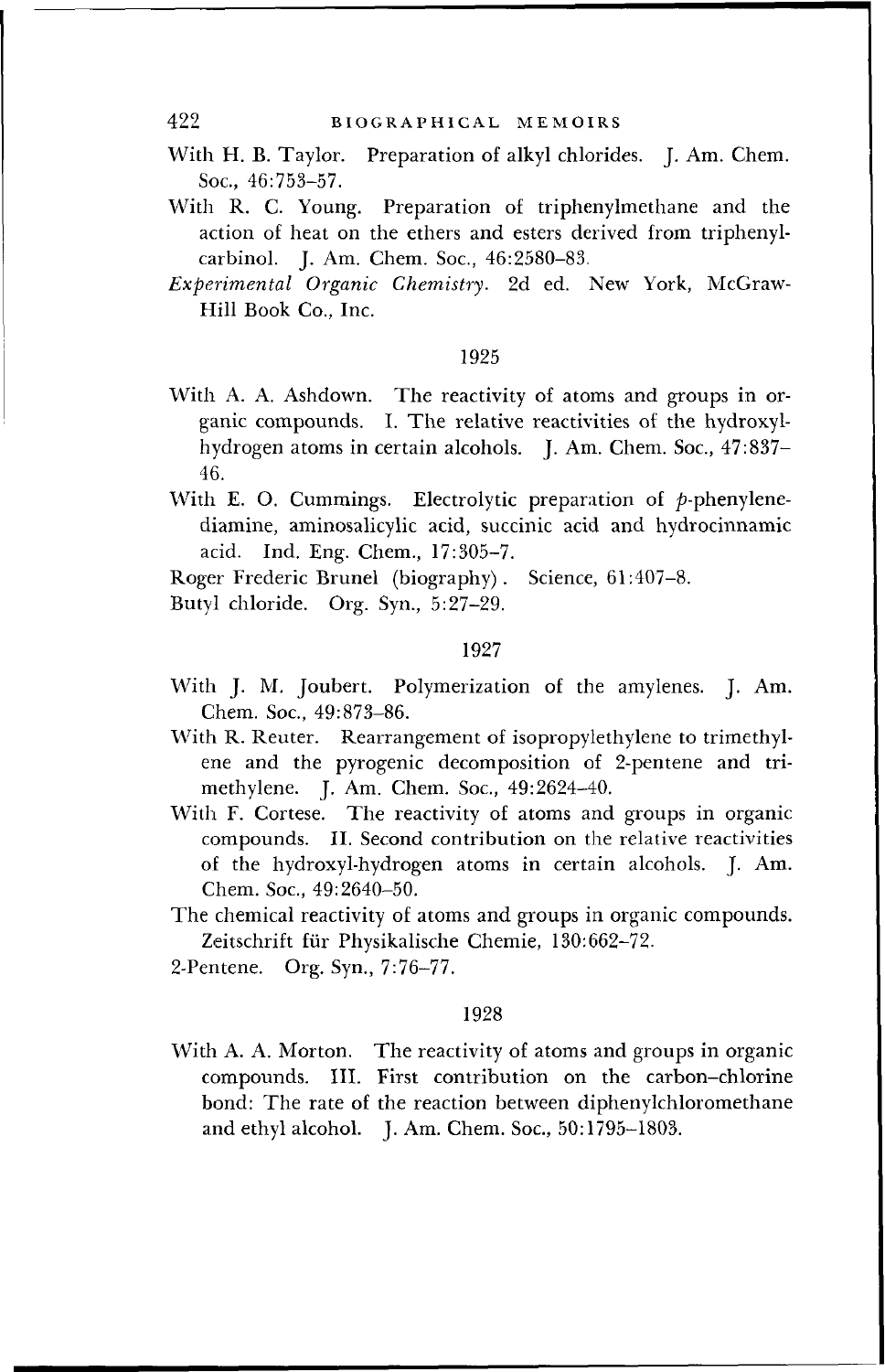With H. B. Taylor. Preparation of alkyl chlorides. J. Am. Chem. Soc., 46:753–57.

With R. C. Young. Preparation of triphenylmethane and the action of heat on the ethers and esters derived from triphenylcarbinol. J. Am. Chem. Soc., 46:2580–83.

*Experimental Organic Chemistry.* 2d ed. New York, McGraw-Hill Book Co., Inc.

1925

With A. A. Ashdown. The reactivity of atoms and groups in organic compounds. I. The relative reactivities of the hydroxyl-hydrogen atoms in certain alcohols. J. Am. Chem. Soc., 47:837–46.

With E. O. Cummings. Electrolytic preparation of *p*-phenylenediamine, aminosalicylic acid, succinic acid and hydrocinnamic acid. Ind. Eng. Chem., 17:305–7.

Roger Frederic Brunel (biography). Science, 61:407–8.

Butyl chloride. Org. Syn., 5:27–29.

1927

With J. M. Joubert. Polymerization of the amylenes. J. Am. Chem. Soc., 49:873–86.

With R. Reuter. Rearrangement of isopropylethylene to trimethylene and the pyrogenic decomposition of 2-pentene and trimethylene. J. Am. Chem. Soc., 49:2624–40.

With F. Cortese. The reactivity of atoms and groups in organic compounds. II. Second contribution on the relative reactivities of the hydroxyl-hydrogen atoms in certain alcohols. J. Am. Chem. Soc., 49:2640–50.

The chemical reactivity of atoms and groups in organic compounds. Zeitschrift für Physikalische Chemie, 130:662–72.

2-Pentene. Org. Syn., 7:76–77.

1928

With A. A. Morton. The reactivity of atoms and groups in organic compounds. III. First contribution on the carbon–chlorine bond: The rate of the reaction between diphenylchloromethane and ethyl alcohol. J. Am. Chem. Soc., 50:1795–1803.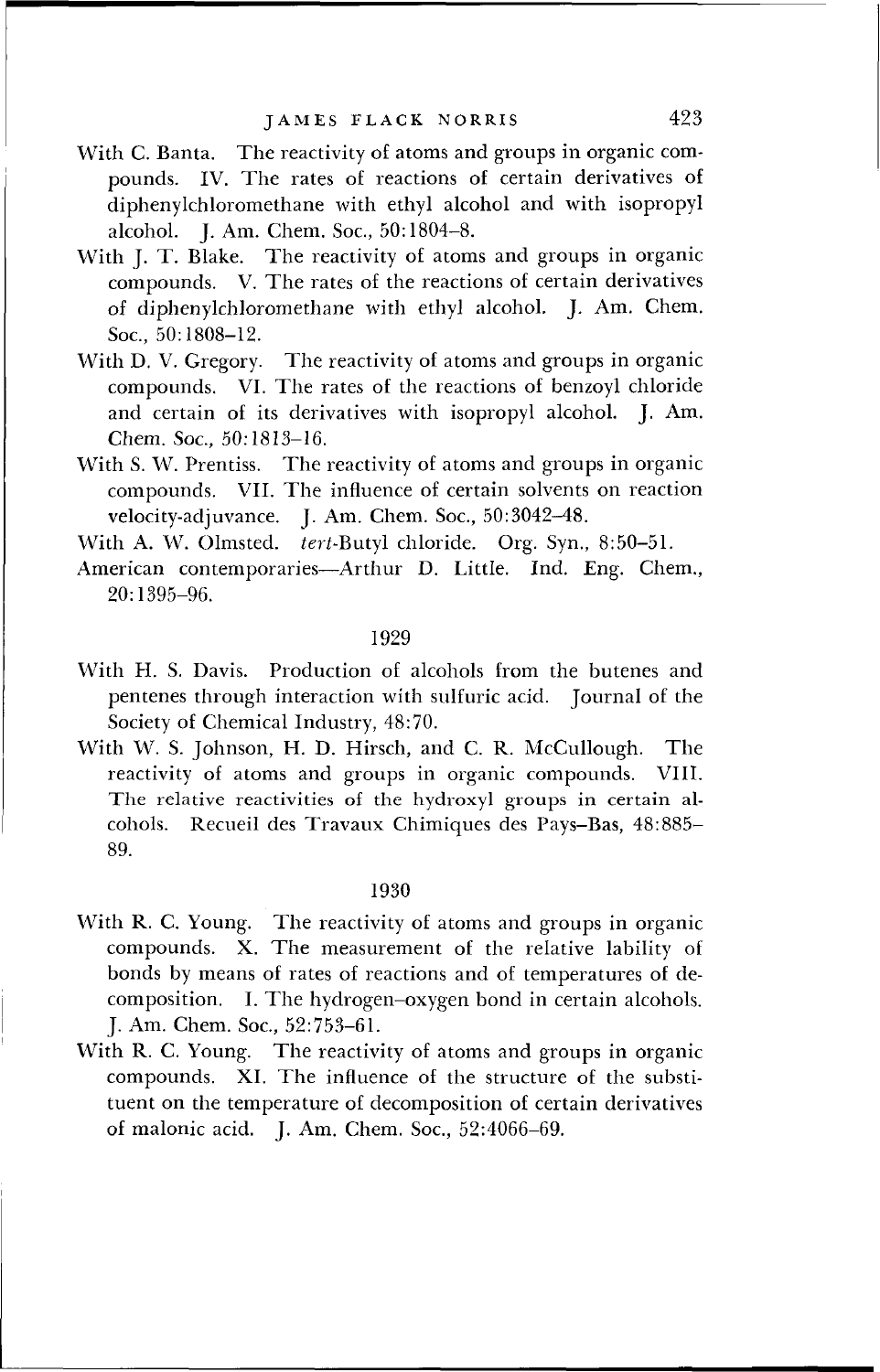With C. Banta. The reactivity of atoms and groups in organic compounds. IV. The rates of reactions of certain derivatives of diphenylchloromethane with ethyl alcohol and with isopropyl alcohol. J. Am. Chem. Soc., 50:1804–8.

With J. T. Blake. The reactivity of atoms and groups in organic compounds. V. The rates of the reactions of certain derivatives of diphenylchloromethane with ethyl alcohol. J. Am. Chem. Soc., 50:1808–12.

With D. V. Gregory. The reactivity of atoms and groups in organic compounds. VI. The rates of the reactions of benzoyl chloride and certain of its derivatives with isopropyl alcohol. J. Am. Chem. Soc., 50:1813–16.

With S. W. Prentiss. The reactivity of atoms and groups in organic compounds. VII. The influence of certain solvents on reaction velocity-adjuvance. J. Am. Chem. Soc., 50:3042–48.

With A. W. Olmsted. *tert*-Butyl chloride. Org. Syn., 8:50–51.

American contemporaries—Arthur D. Little. Ind. Eng. Chem., 20:1395–96.

## 1929

With H. S. Davis. Production of alcohols from the butenes and pentenes through interaction with sulfuric acid. Journal of the Society of Chemical Industry, 48:70.

With W. S. Johnson, H. D. Hirsch, and C. R. McCullough. The reactivity of atoms and groups in organic compounds. VIII. The relative reactivities of the hydroxyl groups in certain alcohols. Recueil des Travaux Chimiques des Pays-Bas, 48:885–89.

## 1930

With R. C. Young. The reactivity of atoms and groups in organic compounds. X. The measurement of the relative lability of bonds by means of rates of reactions and of temperatures of decomposition. I. The hydrogen–oxygen bond in certain alcohols. J. Am. Chem. Soc., 52:753–61.

With R. C. Young. The reactivity of atoms and groups in organic compounds. XI. The influence of the structure of the substituent on the temperature of decomposition of certain derivatives of malonic acid. J. Am. Chem. Soc., 52:4066–69.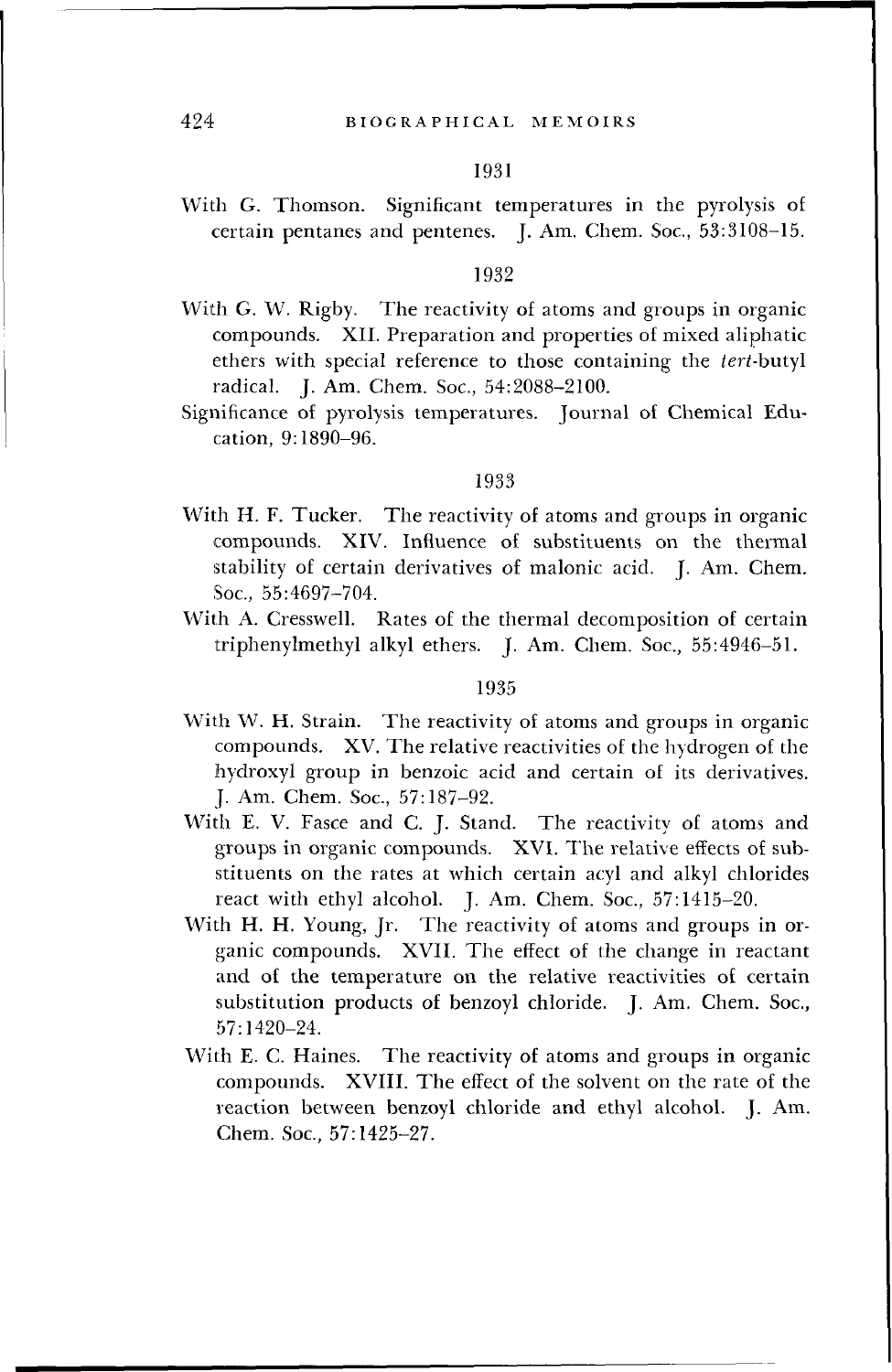1931

With G. Thomson. Significant temperatures in the pyrolysis of certain pentanes and pentenes. J. Am. Chem. Soc., 53:3108–15.

1932

With G. W. Rigby. The reactivity of atoms and groups in organic compounds. XII. Preparation and properties of mixed aliphatic ethers with special reference to those containing the *tert*-butyl radical. J. Am. Chem. Soc., 54:2088–2100.

Significance of pyrolysis temperatures. Journal of Chemical Education, 9:1890–96.

1933

With H. F. Tucker. The reactivity of atoms and groups in organic compounds. XIV. Influence of substituents on the thermal stability of certain derivatives of malonic acid. J. Am. Chem. Soc., 55:4697–704.

With A. Cresswell. Rates of the thermal decomposition of certain triphenylmethyl alkyl ethers. J. Am. Chem. Soc., 55:4946–51.

1935

With W. H. Strain. The reactivity of atoms and groups in organic compounds. XV. The relative reactivities of the hydrogen of the hydroxyl group in benzoic acid and certain of its derivatives. J. Am. Chem. Soc., 57:187–92.

With E. V. Fasce and C. J. Stand. The reactivity of atoms and groups in organic compounds. XVI. The relative effects of substituents on the rates at which certain acyl and alkyl chlorides react with ethyl alcohol. J. Am. Chem. Soc., 57:1415–20.

With H. H. Young, Jr. The reactivity of atoms and groups in organic compounds. XVII. The effect of the change in reactant and of the temperature on the relative reactivities of certain substitution products of benzoyl chloride. J. Am. Chem. Soc., 57:1420–24.

With E. C. Haines. The reactivity of atoms and groups in organic compounds. XVIII. The effect of the solvent on the rate of the reaction between benzoyl chloride and ethyl alcohol. J. Am. Chem. Soc., 57:1425–27.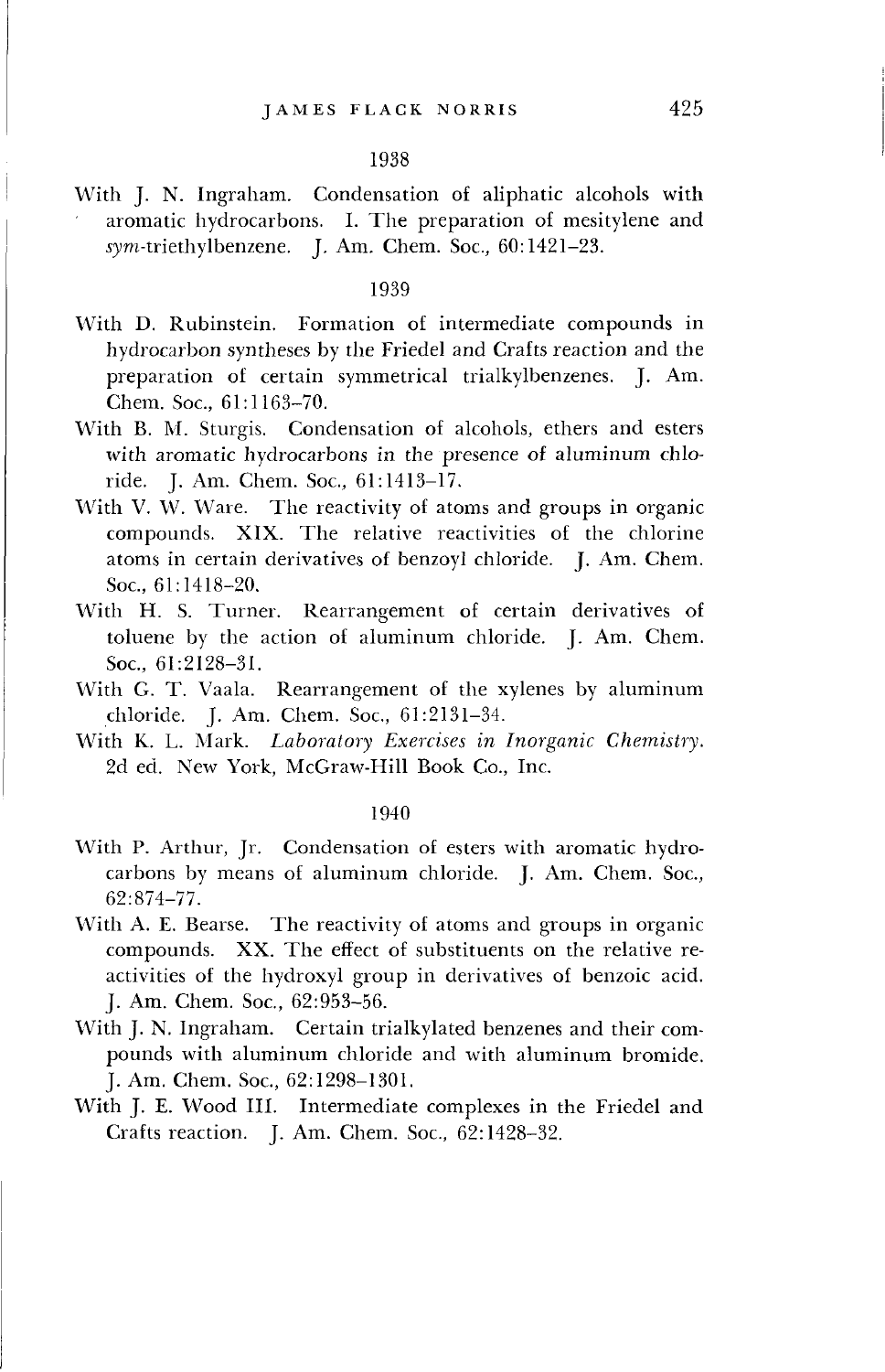## 1938

With J. N. Ingraham. Condensation of aliphatic alcohols with aromatic hydrocarbons. I. The preparation of mesitylene and *sym*-triethylbenzene. J. Am. Chem. Soc., 60:1421–23.

## 1939

With D. Rubinstein. Formation of intermediate compounds in hydrocarbon syntheses by the Friedel and Crafts reaction and the preparation of certain symmetrical trialkylbenzenes. J. Am. Chem. Soc., 61:1163–70.

With B. M. Sturgis. Condensation of alcohols, ethers and esters with aromatic hydrocarbons in the presence of aluminum chloride. J. Am. Chem. Soc., 61:1413–17.

With V. W. Ware. The reactivity of atoms and groups in organic compounds. XIX. The relative reactivities of the chlorine atoms in certain derivatives of benzoyl chloride. J. Am. Chem. Soc., 61:1418–20.

With H. S. Turner. Rearrangement of certain derivatives of toluene by the action of aluminum chloride. J. Am. Chem. Soc., 61:2128–31.

With G. T. Vaala. Rearrangement of the xylenes by aluminum chloride. J. Am. Chem. Soc., 61:2131–34.

With K. L. Mark. *Laboratory Exercises in Inorganic Chemistry.* 2d ed. New York, McGraw-Hill Book Co., Inc.

## 1940

With P. Arthur, Jr. Condensation of esters with aromatic hydrocarbons by means of aluminum chloride. J. Am. Chem. Soc., 62:874–77.

With A. E. Bearse. The reactivity of atoms and groups in organic compounds. XX. The effect of substituents on the relative reactivities of the hydroxyl group in derivatives of benzoic acid. J. Am. Chem. Soc., 62:953–56.

With J. N. Ingraham. Certain trialkylated benzenes and their compounds with aluminum chloride and with aluminum bromide. J. Am. Chem. Soc., 62:1298–1301.

With J. E. Wood III. Intermediate complexes in the Friedel and Crafts reaction. J. Am. Chem. Soc., 62:1428–32.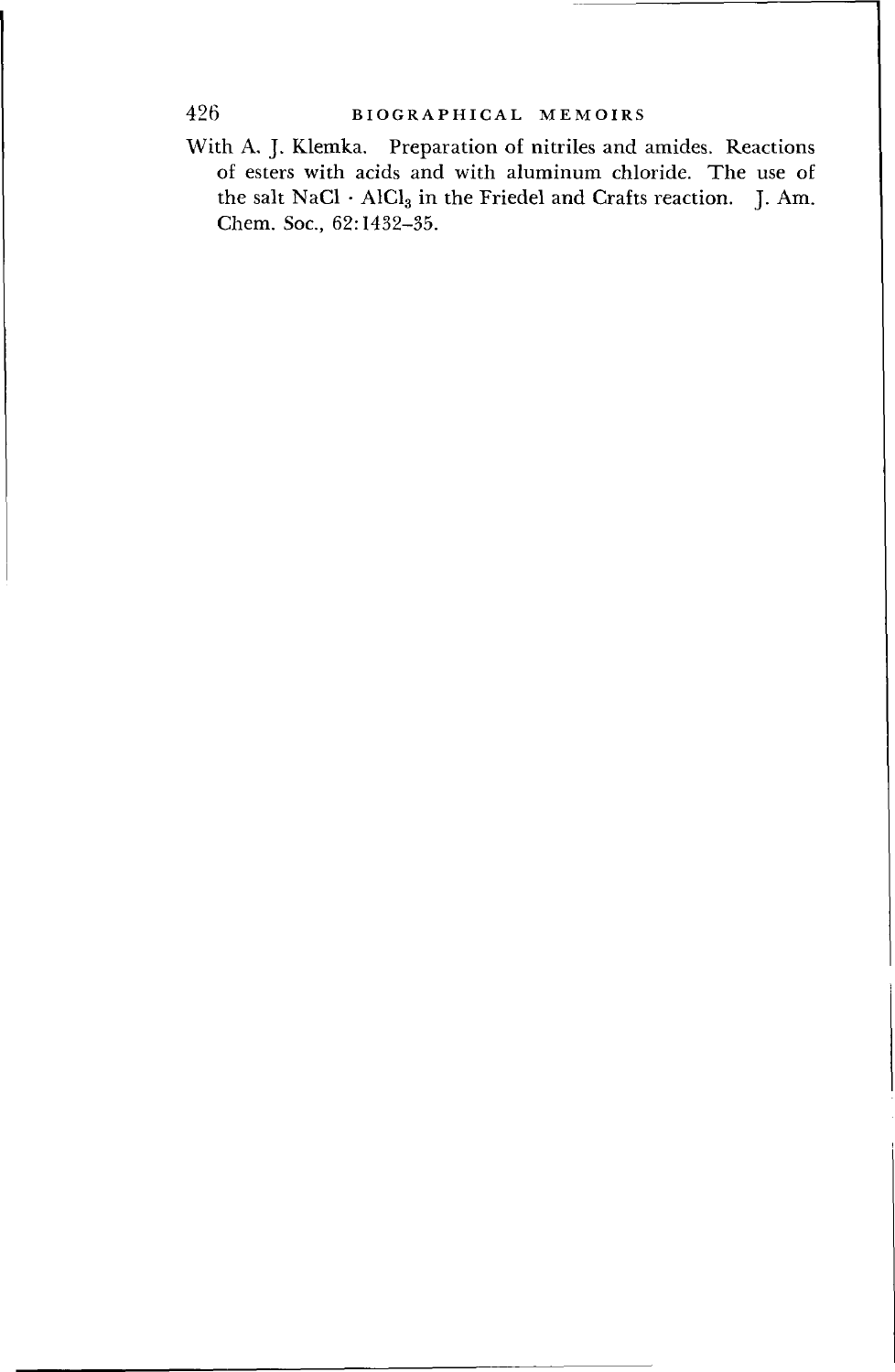With A. J. Klemka. Preparation of nitriles and amides. Reactions of esters with acids and with aluminum chloride. The use of the salt $NaCl \cdot AlCl_3$ in the Friedel and Crafts reaction. J. Am. Chem. Soc., 62:1432–35.